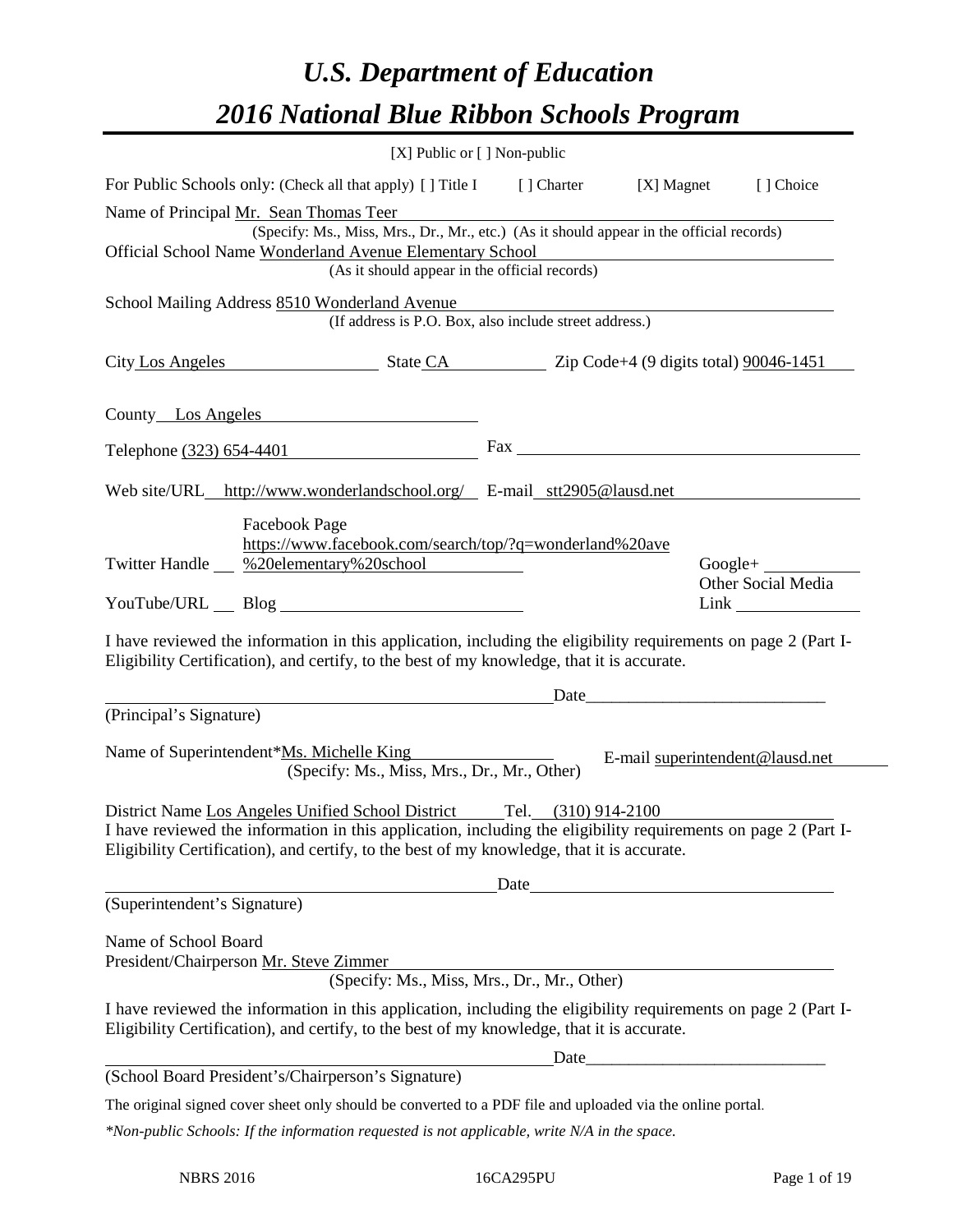# *U.S. Department of Education*

# *2016 National Blue Ribbon Schools Program*

[X] Public or [ ] Non-public

For Public Schools only: (Check all that apply) [ ] Title I [ ] Charter [X] Magnet [ ] Choice

Name of Principal Mr. Sean Thomas Teer

(Specify: Ms., Miss, Mrs., Dr., Mr., etc.) (As it should appear in the official records)

Official School Name Wonderland Avenue Elementary School

(As it should appear in the official records)

School Mailing Address 8510 Wonderland Avenue

(If address is P.O. Box, also include street address.)

City Los Angeles State CA Zip Code+4 (9 digits total) 90046-1451

County Los Angeles

Telephone (323) 654-4401 Fax

Web site/URL http://www.wonderlandschool.org/ E-mail stt2905@lausd.net

Twitter Handle Facebook Page https://www.facebook.com/search/top/?q=wonderland%20ave%20elementary%20school Google+

YouTube/URL Blog Other Social Media Link

I have reviewed the information in this application, including the eligibility requirements on page 2 (Part I-Eligibility Certification), and certify, to the best of my knowledge, that it is accurate.

Date

(Principal's Signature)

Name of Superintendent*Ms. Michelle King E-mail superintendent@lausd.net

(Specify: Ms., Miss, Mrs., Dr., Mr., Other)

District Name Los Angeles Unified School District Tel. (310) 914-2100

I have reviewed the information in this application, including the eligibility requirements on page 2 (Part I-Eligibility Certification), and certify, to the best of my knowledge, that it is accurate.

Date

(Superintendent's Signature)

Name of School Board President/Chairperson Mr. Steve Zimmer

(Specify: Ms., Miss, Mrs., Dr., Mr., Other)

I have reviewed the information in this application, including the eligibility requirements on page 2 (Part I-Eligibility Certification), and certify, to the best of my knowledge, that it is accurate.

Date

(School Board President's/Chairperson's Signature)

The original signed cover sheet only should be converted to a PDF file and uploaded via the online portal.

*\*Non-public Schools: If the information requested is not applicable, write N/A in the space.*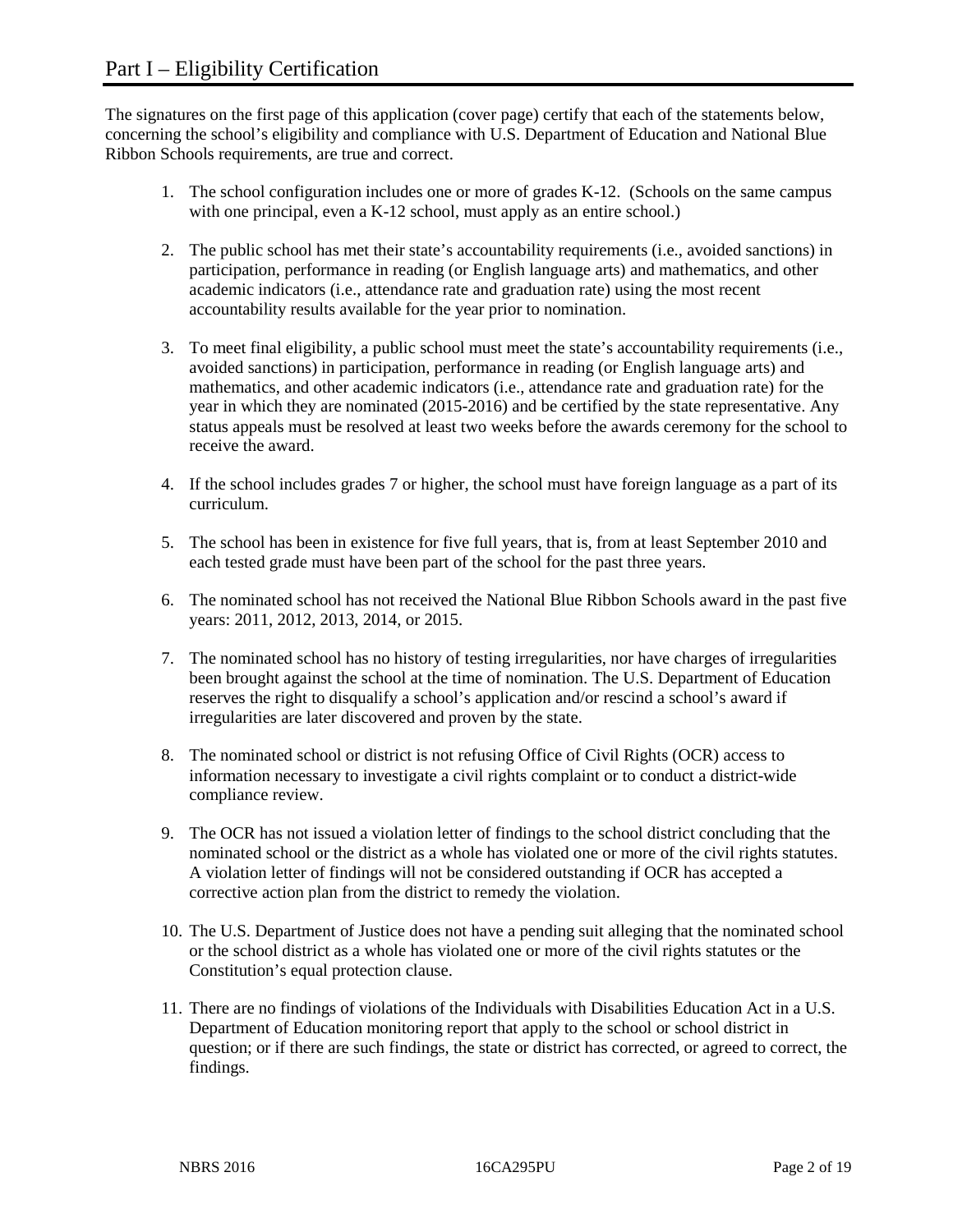# Part I – Eligibility Certification

The signatures on the first page of this application (cover page) certify that each of the statements below, concerning the school's eligibility and compliance with U.S. Department of Education and National Blue Ribbon Schools requirements, are true and correct.

1. The school configuration includes one or more of grades K-12. (Schools on the same campus with one principal, even a K-12 school, must apply as an entire school.)

2. The public school has met their state's accountability requirements (i.e., avoided sanctions) in participation, performance in reading (or English language arts) and mathematics, and other academic indicators (i.e., attendance rate and graduation rate) using the most recent accountability results available for the year prior to nomination.

3. To meet final eligibility, a public school must meet the state's accountability requirements (i.e., avoided sanctions) in participation, performance in reading (or English language arts) and mathematics, and other academic indicators (i.e., attendance rate and graduation rate) for the year in which they are nominated (2015-2016) and be certified by the state representative. Any status appeals must be resolved at least two weeks before the awards ceremony for the school to receive the award.

4. If the school includes grades 7 or higher, the school must have foreign language as a part of its curriculum.

5. The school has been in existence for five full years, that is, from at least September 2010 and each tested grade must have been part of the school for the past three years.

6. The nominated school has not received the National Blue Ribbon Schools award in the past five years: 2011, 2012, 2013, 2014, or 2015.

7. The nominated school has no history of testing irregularities, nor have charges of irregularities been brought against the school at the time of nomination. The U.S. Department of Education reserves the right to disqualify a school's application and/or rescind a school's award if irregularities are later discovered and proven by the state.

8. The nominated school or district is not refusing Office of Civil Rights (OCR) access to information necessary to investigate a civil rights complaint or to conduct a district-wide compliance review.

9. The OCR has not issued a violation letter of findings to the school district concluding that the nominated school or the district as a whole has violated one or more of the civil rights statutes. A violation letter of findings will not be considered outstanding if OCR has accepted a corrective action plan from the district to remedy the violation.

10. The U.S. Department of Justice does not have a pending suit alleging that the nominated school or the school district as a whole has violated one or more of the civil rights statutes or the Constitution's equal protection clause.

11. There are no findings of violations of the Individuals with Disabilities Education Act in a U.S. Department of Education monitoring report that apply to the school or school district in question; or if there are such findings, the state or district has corrected, or agreed to correct, the findings.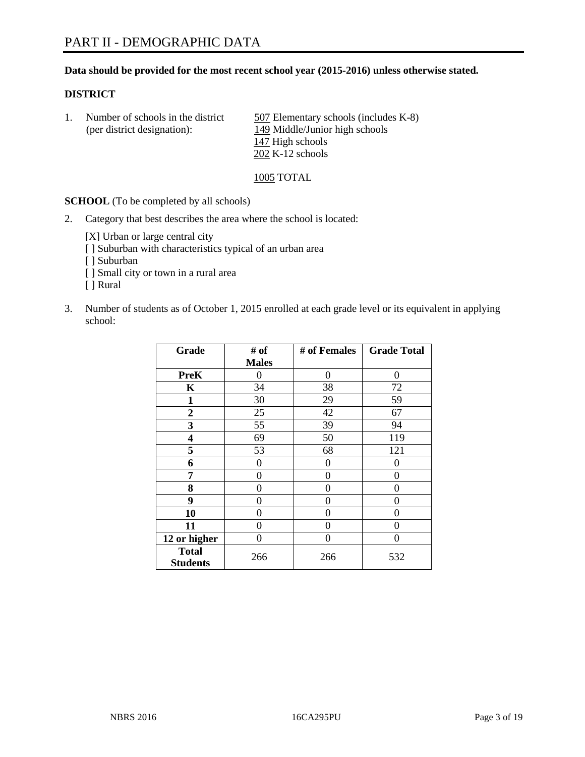# PART II - DEMOGRAPHIC DATA

**Data should be provided for the most recent school year (2015-2016) unless otherwise stated.**

**DISTRICT**

1. Number of schools in the district (per district designation):

   507 Elementary schools (includes K-8)
   149 Middle/Junior high schools
   147 High schools
   202 K-12 schools

   1005 TOTAL

**SCHOOL** (To be completed by all schools)

2. Category that best describes the area where the school is located:

   [X] Urban or large central city
   [ ] Suburban with characteristics typical of an urban area
   [ ] Suburban
   [ ] Small city or town in a rural area
   [ ] Rural

3. Number of students as of October 1, 2015 enrolled at each grade level or its equivalent in applying school:

| Grade | # of Males | # of Females | Grade Total |
|---|---|---|---|
| **PreK** | 0 | 0 | 0 |
| **K** | 34 | 38 | 72 |
| **1** | 30 | 29 | 59 |
| **2** | 25 | 42 | 67 |
| **3** | 55 | 39 | 94 |
| **4** | 69 | 50 | 119 |
| **5** | 53 | 68 | 121 |
| **6** | 0 | 0 | 0 |
| **7** | 0 | 0 | 0 |
| **8** | 0 | 0 | 0 |
| **9** | 0 | 0 | 0 |
| **10** | 0 | 0 | 0 |
| **11** | 0 | 0 | 0 |
| **12 or higher** | 0 | 0 | 0 |
| **Total Students** | 266 | 266 | 532 |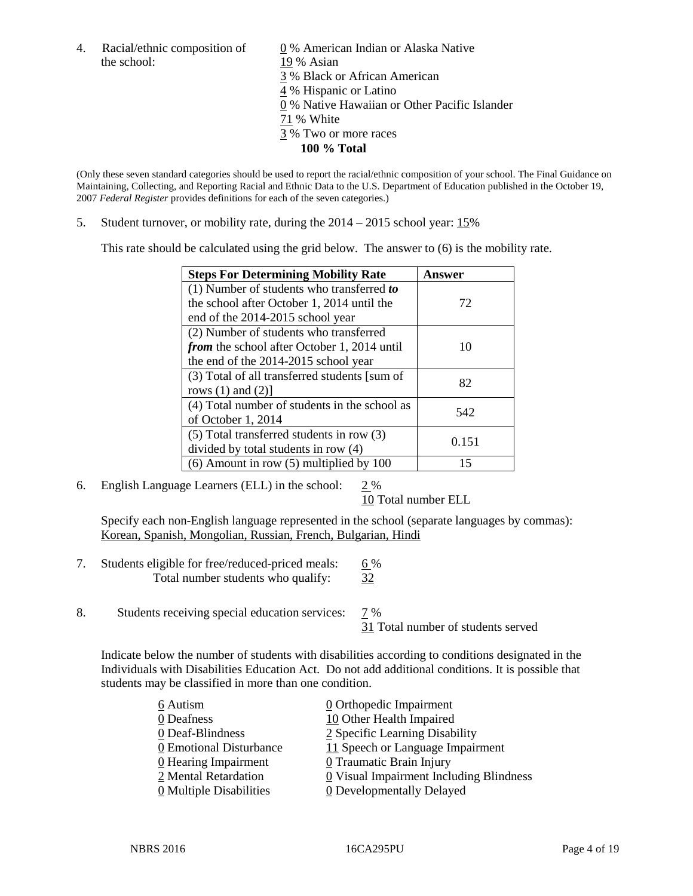4. Racial/ethnic composition of the school:

0 % American Indian or Alaska Native
19 % Asian
3 % Black or African American
4 % Hispanic or Latino
0 % Native Hawaiian or Other Pacific Islander
71 % White
3 % Two or more races
**100 % Total**

(Only these seven standard categories should be used to report the racial/ethnic composition of your school. The Final Guidance on Maintaining, Collecting, and Reporting Racial and Ethnic Data to the U.S. Department of Education published in the October 19, 2007 *Federal Register* provides definitions for each of the seven categories.)

5. Student turnover, or mobility rate, during the 2014 – 2015 school year: 15%

This rate should be calculated using the grid below. The answer to (6) is the mobility rate.

| **Steps For Determining Mobility Rate** | **Answer** |
|---|---|
| (1) Number of students who transferred ***to*** the school after October 1, 2014 until the end of the 2014-2015 school year | 72 |
| (2) Number of students who transferred ***from*** the school after October 1, 2014 until the end of the 2014-2015 school year | 10 |
| (3) Total of all transferred students [sum of rows (1) and (2)] | 82 |
| (4) Total number of students in the school as of October 1, 2014 | 542 |
| (5) Total transferred students in row (3) divided by total students in row (4) | 0.151 |
| (6) Amount in row (5) multiplied by 100 | 15 |

6. English Language Learners (ELL) in the school: 2 %
10 Total number ELL

Specify each non-English language represented in the school (separate languages by commas):
Korean, Spanish, Mongolian, Russian, French, Bulgarian, Hindi

7. Students eligible for free/reduced-priced meals: 6 %
Total number students who qualify: 32

8. Students receiving special education services: 7 %
31 Total number of students served

Indicate below the number of students with disabilities according to conditions designated in the Individuals with Disabilities Education Act. Do not add additional conditions. It is possible that students may be classified in more than one condition.

6 Autism
0 Deafness
0 Deaf-Blindness
0 Emotional Disturbance
0 Hearing Impairment
2 Mental Retardation
0 Multiple Disabilities
0 Orthopedic Impairment
10 Other Health Impaired
2 Specific Learning Disability
11 Speech or Language Impairment
0 Traumatic Brain Injury
0 Visual Impairment Including Blindness
0 Developmentally Delayed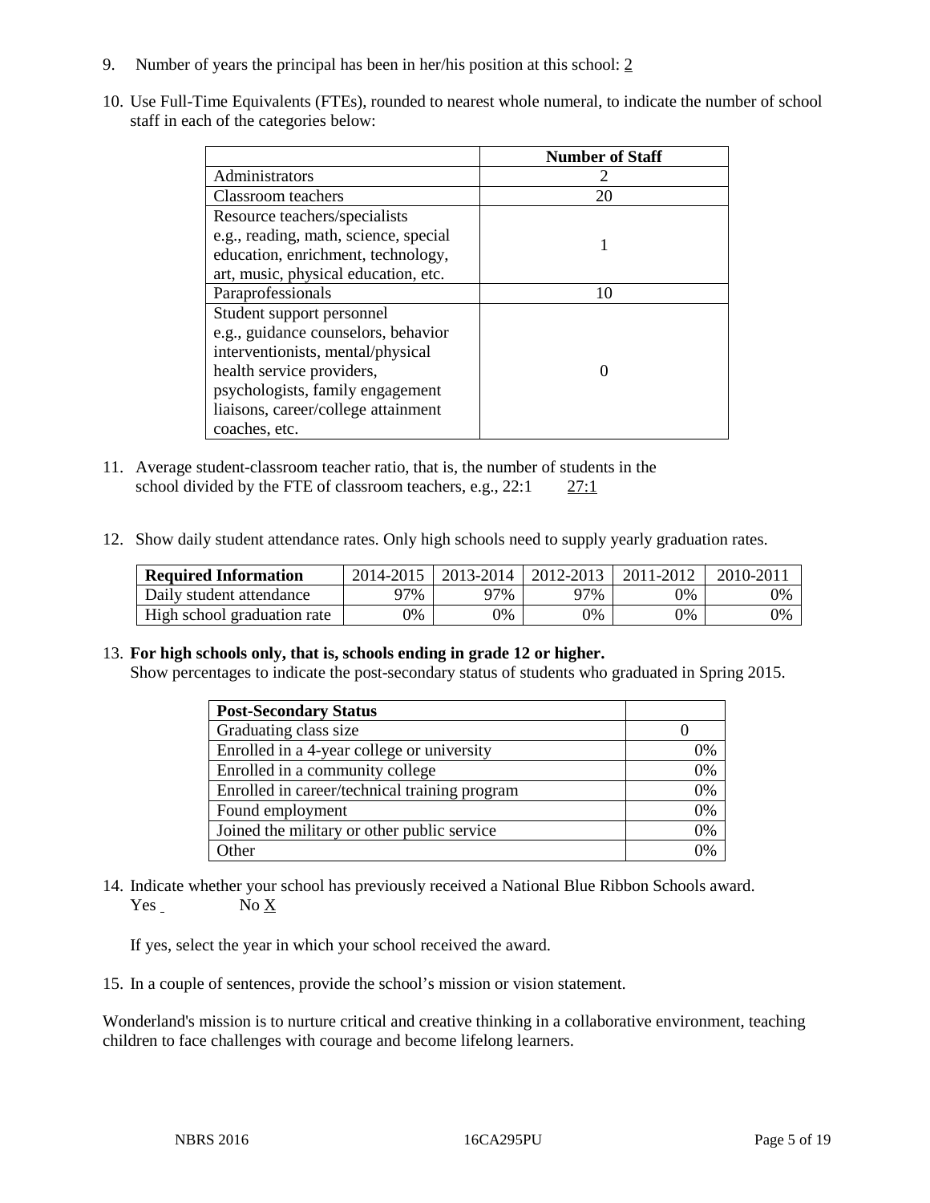9. Number of years the principal has been in her/his position at this school: 2

10. Use Full-Time Equivalents (FTEs), rounded to nearest whole numeral, to indicate the number of school staff in each of the categories below:

| | Number of Staff |
|---|---|
| Administrators | 2 |
| Classroom teachers | 20 |
| Resource teachers/specialists e.g., reading, math, science, special education, enrichment, technology, art, music, physical education, etc. | 1 |
| Paraprofessionals | 10 |
| Student support personnel e.g., guidance counselors, behavior interventionists, mental/physical health service providers, psychologists, family engagement liaisons, career/college attainment coaches, etc. | 0 |

11. Average student-classroom teacher ratio, that is, the number of students in the school divided by the FTE of classroom teachers, e.g., 22:1 27:1

12. Show daily student attendance rates. Only high schools need to supply yearly graduation rates.

| Required Information | 2014-2015 | 2013-2014 | 2012-2013 | 2011-2012 | 2010-2011 |
|---|---|---|---|---|---|
| Daily student attendance | 97% | 97% | 97% | 0% | 0% |
| High school graduation rate | 0% | 0% | 0% | 0% | 0% |

13. **For high schools only, that is, schools ending in grade 12 or higher.**
Show percentages to indicate the post-secondary status of students who graduated in Spring 2015.

| Post-Secondary Status | |
|---|---|
| Graduating class size | 0 |
| Enrolled in a 4-year college or university | 0% |
| Enrolled in a community college | 0% |
| Enrolled in career/technical training program | 0% |
| Found employment | 0% |
| Joined the military or other public service | 0% |
| Other | 0% |

14. Indicate whether your school has previously received a National Blue Ribbon Schools award.
Yes No X

If yes, select the year in which your school received the award.

15. In a couple of sentences, provide the school's mission or vision statement.

Wonderland's mission is to nurture critical and creative thinking in a collaborative environment, teaching children to face challenges with courage and become lifelong learners.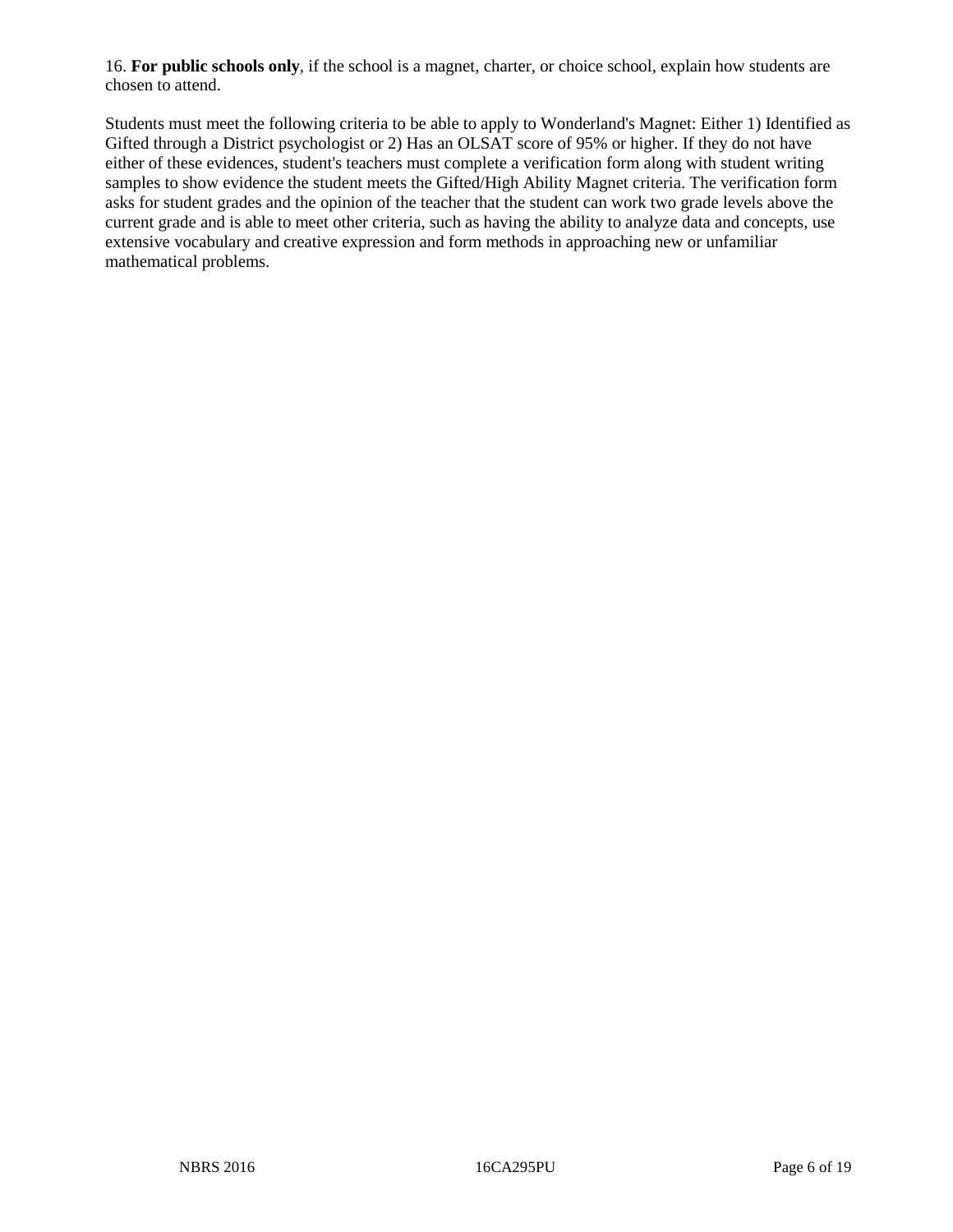16. **For public schools only**, if the school is a magnet, charter, or choice school, explain how students are chosen to attend.

Students must meet the following criteria to be able to apply to Wonderland's Magnet: Either 1) Identified as Gifted through a District psychologist or 2) Has an OLSAT score of 95% or higher. If they do not have either of these evidences, student's teachers must complete a verification form along with student writing samples to show evidence the student meets the Gifted/High Ability Magnet criteria. The verification form asks for student grades and the opinion of the teacher that the student can work two grade levels above the current grade and is able to meet other criteria, such as having the ability to analyze data and concepts, use extensive vocabulary and creative expression and form methods in approaching new or unfamiliar mathematical problems.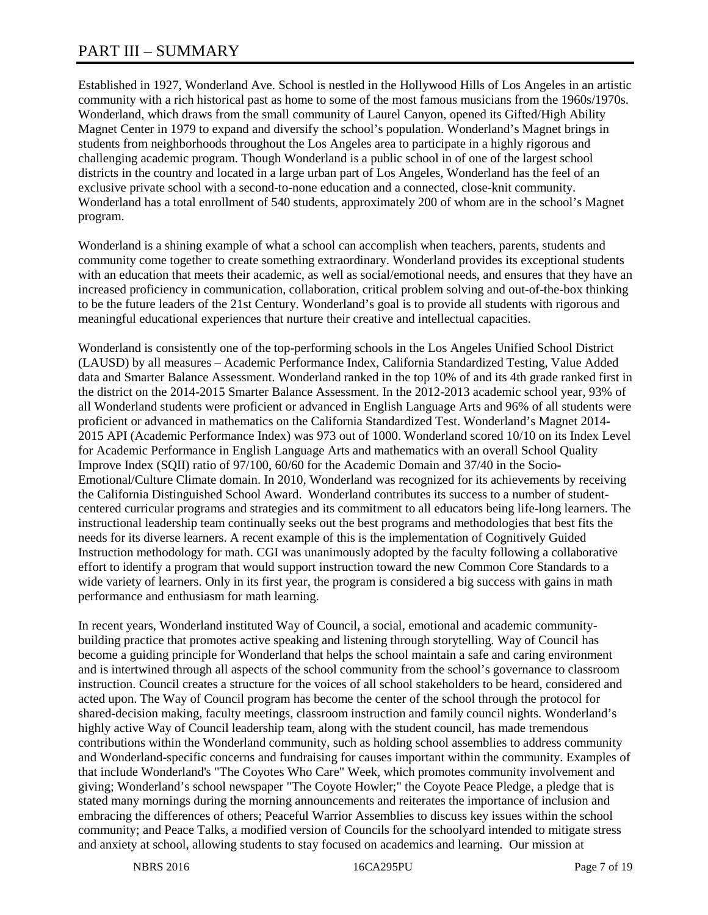# PART III – SUMMARY

Established in 1927, Wonderland Ave. School is nestled in the Hollywood Hills of Los Angeles in an artistic community with a rich historical past as home to some of the most famous musicians from the 1960s/1970s. Wonderland, which draws from the small community of Laurel Canyon, opened its Gifted/High Ability Magnet Center in 1979 to expand and diversify the school's population. Wonderland's Magnet brings in students from neighborhoods throughout the Los Angeles area to participate in a highly rigorous and challenging academic program. Though Wonderland is a public school in of one of the largest school districts in the country and located in a large urban part of Los Angeles, Wonderland has the feel of an exclusive private school with a second-to-none education and a connected, close-knit community. Wonderland has a total enrollment of 540 students, approximately 200 of whom are in the school's Magnet program.

Wonderland is a shining example of what a school can accomplish when teachers, parents, students and community come together to create something extraordinary. Wonderland provides its exceptional students with an education that meets their academic, as well as social/emotional needs, and ensures that they have an increased proficiency in communication, collaboration, critical problem solving and out-of-the-box thinking to be the future leaders of the 21st Century. Wonderland's goal is to provide all students with rigorous and meaningful educational experiences that nurture their creative and intellectual capacities.

Wonderland is consistently one of the top-performing schools in the Los Angeles Unified School District (LAUSD) by all measures – Academic Performance Index, California Standardized Testing, Value Added data and Smarter Balance Assessment. Wonderland ranked in the top 10% of and its 4th grade ranked first in the district on the 2014-2015 Smarter Balance Assessment. In the 2012-2013 academic school year, 93% of all Wonderland students were proficient or advanced in English Language Arts and 96% of all students were proficient or advanced in mathematics on the California Standardized Test. Wonderland's Magnet 2014-2015 API (Academic Performance Index) was 973 out of 1000. Wonderland scored 10/10 on its Index Level for Academic Performance in English Language Arts and mathematics with an overall School Quality Improve Index (SQII) ratio of 97/100, 60/60 for the Academic Domain and 37/40 in the Socio-Emotional/Culture Climate domain. In 2010, Wonderland was recognized for its achievements by receiving the California Distinguished School Award. Wonderland contributes its success to a number of student-centered curricular programs and strategies and its commitment to all educators being life-long learners. The instructional leadership team continually seeks out the best programs and methodologies that best fits the needs for its diverse learners. A recent example of this is the implementation of Cognitively Guided Instruction methodology for math. CGI was unanimously adopted by the faculty following a collaborative effort to identify a program that would support instruction toward the new Common Core Standards to a wide variety of learners. Only in its first year, the program is considered a big success with gains in math performance and enthusiasm for math learning.

In recent years, Wonderland instituted Way of Council, a social, emotional and academic community-building practice that promotes active speaking and listening through storytelling. Way of Council has become a guiding principle for Wonderland that helps the school maintain a safe and caring environment and is intertwined through all aspects of the school community from the school's governance to classroom instruction. Council creates a structure for the voices of all school stakeholders to be heard, considered and acted upon. The Way of Council program has become the center of the school through the protocol for shared-decision making, faculty meetings, classroom instruction and family council nights. Wonderland's highly active Way of Council leadership team, along with the student council, has made tremendous contributions within the Wonderland community, such as holding school assemblies to address community and Wonderland-specific concerns and fundraising for causes important within the community. Examples of that include Wonderland's "The Coyotes Who Care" Week, which promotes community involvement and giving; Wonderland's school newspaper "The Coyote Howler;" the Coyote Peace Pledge, a pledge that is stated many mornings during the morning announcements and reiterates the importance of inclusion and embracing the differences of others; Peaceful Warrior Assemblies to discuss key issues within the school community; and Peace Talks, a modified version of Councils for the schoolyard intended to mitigate stress and anxiety at school, allowing students to stay focused on academics and learning. Our mission at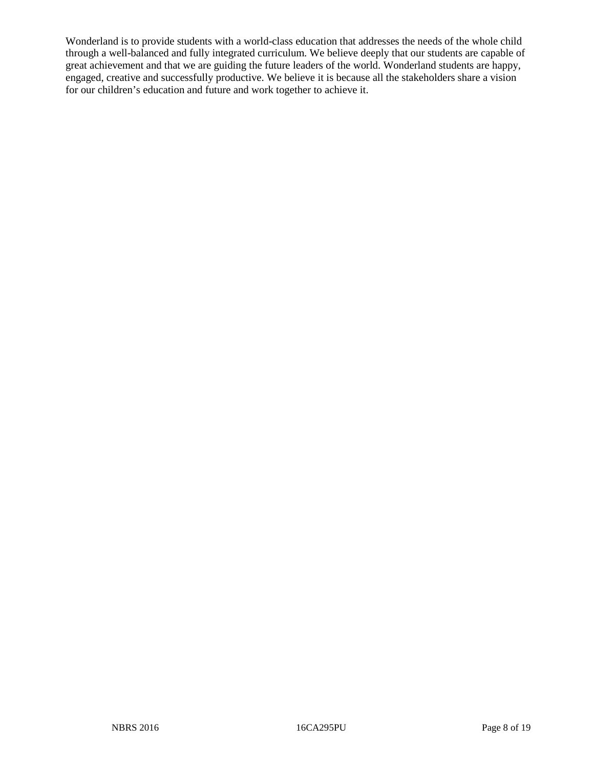Wonderland is to provide students with a world-class education that addresses the needs of the whole child through a well-balanced and fully integrated curriculum. We believe deeply that our students are capable of great achievement and that we are guiding the future leaders of the world. Wonderland students are happy, engaged, creative and successfully productive. We believe it is because all the stakeholders share a vision for our children's education and future and work together to achieve it.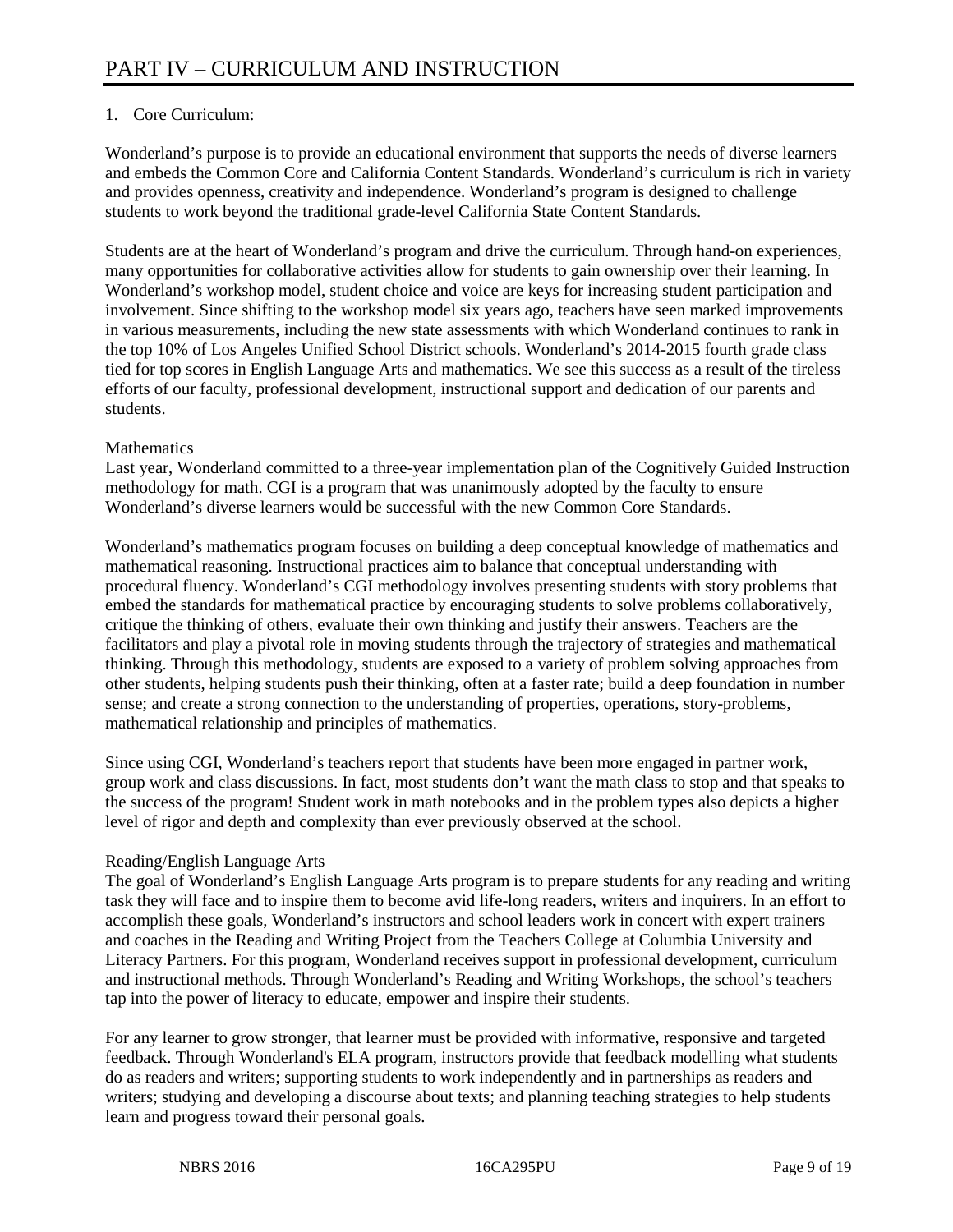# PART IV – CURRICULUM AND INSTRUCTION

1. Core Curriculum:

Wonderland's purpose is to provide an educational environment that supports the needs of diverse learners and embeds the Common Core and California Content Standards. Wonderland's curriculum is rich in variety and provides openness, creativity and independence. Wonderland's program is designed to challenge students to work beyond the traditional grade-level California State Content Standards.

Students are at the heart of Wonderland's program and drive the curriculum. Through hand-on experiences, many opportunities for collaborative activities allow for students to gain ownership over their learning. In Wonderland's workshop model, student choice and voice are keys for increasing student participation and involvement. Since shifting to the workshop model six years ago, teachers have seen marked improvements in various measurements, including the new state assessments with which Wonderland continues to rank in the top 10% of Los Angeles Unified School District schools. Wonderland's 2014-2015 fourth grade class tied for top scores in English Language Arts and mathematics. We see this success as a result of the tireless efforts of our faculty, professional development, instructional support and dedication of our parents and students.

Mathematics
Last year, Wonderland committed to a three-year implementation plan of the Cognitively Guided Instruction methodology for math. CGI is a program that was unanimously adopted by the faculty to ensure Wonderland's diverse learners would be successful with the new Common Core Standards.

Wonderland's mathematics program focuses on building a deep conceptual knowledge of mathematics and mathematical reasoning. Instructional practices aim to balance that conceptual understanding with procedural fluency. Wonderland's CGI methodology involves presenting students with story problems that embed the standards for mathematical practice by encouraging students to solve problems collaboratively, critique the thinking of others, evaluate their own thinking and justify their answers. Teachers are the facilitators and play a pivotal role in moving students through the trajectory of strategies and mathematical thinking. Through this methodology, students are exposed to a variety of problem solving approaches from other students, helping students push their thinking, often at a faster rate; build a deep foundation in number sense; and create a strong connection to the understanding of properties, operations, story-problems, mathematical relationship and principles of mathematics.

Since using CGI, Wonderland's teachers report that students have been more engaged in partner work, group work and class discussions. In fact, most students don't want the math class to stop and that speaks to the success of the program! Student work in math notebooks and in the problem types also depicts a higher level of rigor and depth and complexity than ever previously observed at the school.

Reading/English Language Arts
The goal of Wonderland's English Language Arts program is to prepare students for any reading and writing task they will face and to inspire them to become avid life-long readers, writers and inquirers. In an effort to accomplish these goals, Wonderland's instructors and school leaders work in concert with expert trainers and coaches in the Reading and Writing Project from the Teachers College at Columbia University and Literacy Partners. For this program, Wonderland receives support in professional development, curriculum and instructional methods. Through Wonderland's Reading and Writing Workshops, the school's teachers tap into the power of literacy to educate, empower and inspire their students.

For any learner to grow stronger, that learner must be provided with informative, responsive and targeted feedback. Through Wonderland's ELA program, instructors provide that feedback modelling what students do as readers and writers; supporting students to work independently and in partnerships as readers and writers; studying and developing a discourse about texts; and planning teaching strategies to help students learn and progress toward their personal goals.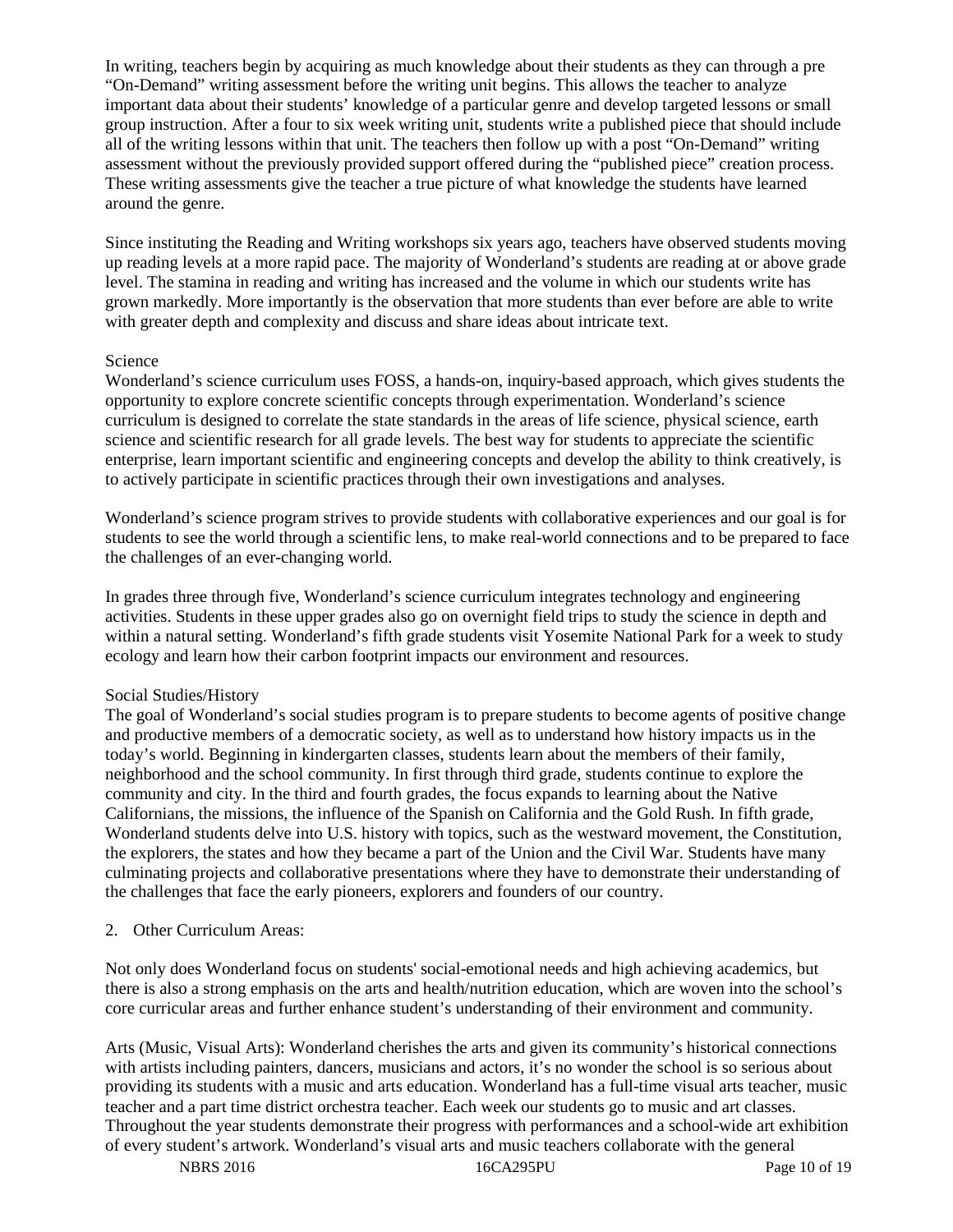In writing, teachers begin by acquiring as much knowledge about their students as they can through a pre "On-Demand" writing assessment before the writing unit begins. This allows the teacher to analyze important data about their students' knowledge of a particular genre and develop targeted lessons or small group instruction. After a four to six week writing unit, students write a published piece that should include all of the writing lessons within that unit. The teachers then follow up with a post "On-Demand" writing assessment without the previously provided support offered during the "published piece" creation process. These writing assessments give the teacher a true picture of what knowledge the students have learned around the genre.

Since instituting the Reading and Writing workshops six years ago, teachers have observed students moving up reading levels at a more rapid pace. The majority of Wonderland's students are reading at or above grade level. The stamina in reading and writing has increased and the volume in which our students write has grown markedly. More importantly is the observation that more students than ever before are able to write with greater depth and complexity and discuss and share ideas about intricate text.

Science

Wonderland's science curriculum uses FOSS, a hands-on, inquiry-based approach, which gives students the opportunity to explore concrete scientific concepts through experimentation. Wonderland's science curriculum is designed to correlate the state standards in the areas of life science, physical science, earth science and scientific research for all grade levels. The best way for students to appreciate the scientific enterprise, learn important scientific and engineering concepts and develop the ability to think creatively, is to actively participate in scientific practices through their own investigations and analyses.

Wonderland's science program strives to provide students with collaborative experiences and our goal is for students to see the world through a scientific lens, to make real-world connections and to be prepared to face the challenges of an ever-changing world.

In grades three through five, Wonderland's science curriculum integrates technology and engineering activities. Students in these upper grades also go on overnight field trips to study the science in depth and within a natural setting. Wonderland's fifth grade students visit Yosemite National Park for a week to study ecology and learn how their carbon footprint impacts our environment and resources.

Social Studies/History

The goal of Wonderland's social studies program is to prepare students to become agents of positive change and productive members of a democratic society, as well as to understand how history impacts us in the today's world. Beginning in kindergarten classes, students learn about the members of their family, neighborhood and the school community. In first through third grade, students continue to explore the community and city. In the third and fourth grades, the focus expands to learning about the Native Californians, the missions, the influence of the Spanish on California and the Gold Rush. In fifth grade, Wonderland students delve into U.S. history with topics, such as the westward movement, the Constitution, the explorers, the states and how they became a part of the Union and the Civil War. Students have many culminating projects and collaborative presentations where they have to demonstrate their understanding of the challenges that face the early pioneers, explorers and founders of our country.

2. Other Curriculum Areas:

Not only does Wonderland focus on students' social-emotional needs and high achieving academics, but there is also a strong emphasis on the arts and health/nutrition education, which are woven into the school's core curricular areas and further enhance student's understanding of their environment and community.

Arts (Music, Visual Arts): Wonderland cherishes the arts and given its community's historical connections with artists including painters, dancers, musicians and actors, it's no wonder the school is so serious about providing its students with a music and arts education. Wonderland has a full-time visual arts teacher, music teacher and a part time district orchestra teacher. Each week our students go to music and art classes. Throughout the year students demonstrate their progress with performances and a school-wide art exhibition of every student's artwork. Wonderland's visual arts and music teachers collaborate with the general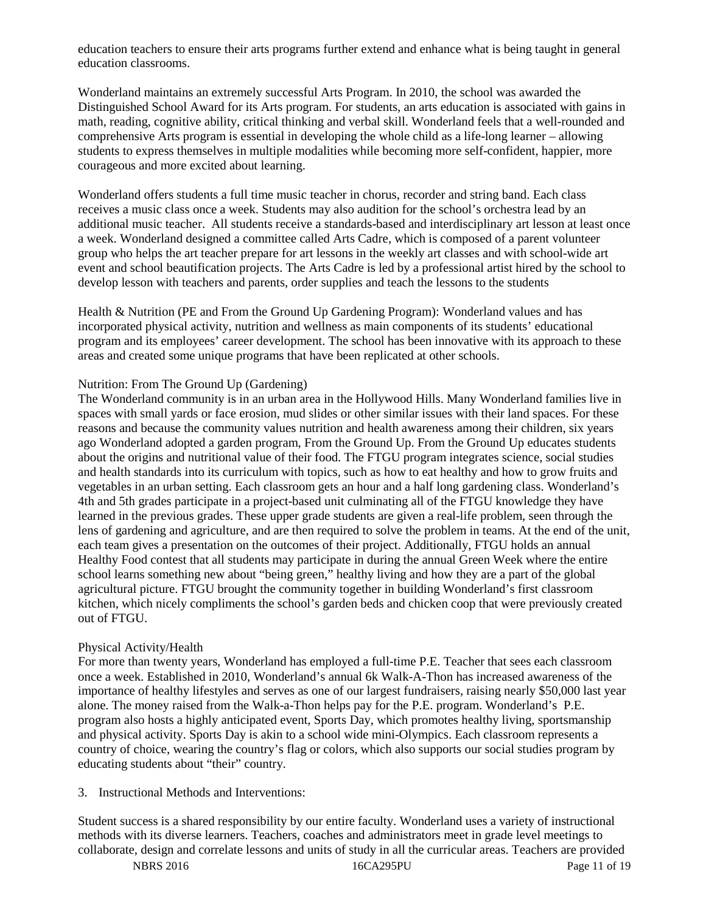education teachers to ensure their arts programs further extend and enhance what is being taught in general education classrooms.

Wonderland maintains an extremely successful Arts Program. In 2010, the school was awarded the Distinguished School Award for its Arts program. For students, an arts education is associated with gains in math, reading, cognitive ability, critical thinking and verbal skill. Wonderland feels that a well-rounded and comprehensive Arts program is essential in developing the whole child as a life-long learner – allowing students to express themselves in multiple modalities while becoming more self-confident, happier, more courageous and more excited about learning.

Wonderland offers students a full time music teacher in chorus, recorder and string band. Each class receives a music class once a week. Students may also audition for the school's orchestra lead by an additional music teacher. All students receive a standards-based and interdisciplinary art lesson at least once a week. Wonderland designed a committee called Arts Cadre, which is composed of a parent volunteer group who helps the art teacher prepare for art lessons in the weekly art classes and with school-wide art event and school beautification projects. The Arts Cadre is led by a professional artist hired by the school to develop lesson with teachers and parents, order supplies and teach the lessons to the students

Health & Nutrition (PE and From the Ground Up Gardening Program): Wonderland values and has incorporated physical activity, nutrition and wellness as main components of its students' educational program and its employees' career development. The school has been innovative with its approach to these areas and created some unique programs that have been replicated at other schools.

Nutrition: From The Ground Up (Gardening)

The Wonderland community is in an urban area in the Hollywood Hills. Many Wonderland families live in spaces with small yards or face erosion, mud slides or other similar issues with their land spaces. For these reasons and because the community values nutrition and health awareness among their children, six years ago Wonderland adopted a garden program, From the Ground Up. From the Ground Up educates students about the origins and nutritional value of their food. The FTGU program integrates science, social studies and health standards into its curriculum with topics, such as how to eat healthy and how to grow fruits and vegetables in an urban setting. Each classroom gets an hour and a half long gardening class. Wonderland's 4th and 5th grades participate in a project-based unit culminating all of the FTGU knowledge they have learned in the previous grades. These upper grade students are given a real-life problem, seen through the lens of gardening and agriculture, and are then required to solve the problem in teams. At the end of the unit, each team gives a presentation on the outcomes of their project. Additionally, FTGU holds an annual Healthy Food contest that all students may participate in during the annual Green Week where the entire school learns something new about "being green," healthy living and how they are a part of the global agricultural picture. FTGU brought the community together in building Wonderland's first classroom kitchen, which nicely compliments the school's garden beds and chicken coop that were previously created out of FTGU.

Physical Activity/Health

For more than twenty years, Wonderland has employed a full-time P.E. Teacher that sees each classroom once a week. Established in 2010, Wonderland's annual 6k Walk-A-Thon has increased awareness of the importance of healthy lifestyles and serves as one of our largest fundraisers, raising nearly $50,000 last year alone. The money raised from the Walk-a-Thon helps pay for the P.E. program. Wonderland's P.E. program also hosts a highly anticipated event, Sports Day, which promotes healthy living, sportsmanship and physical activity. Sports Day is akin to a school wide mini-Olympics. Each classroom represents a country of choice, wearing the country's flag or colors, which also supports our social studies program by educating students about "their" country.

3. Instructional Methods and Interventions:

Student success is a shared responsibility by our entire faculty. Wonderland uses a variety of instructional methods with its diverse learners. Teachers, coaches and administrators meet in grade level meetings to collaborate, design and correlate lessons and units of study in all the curricular areas. Teachers are provided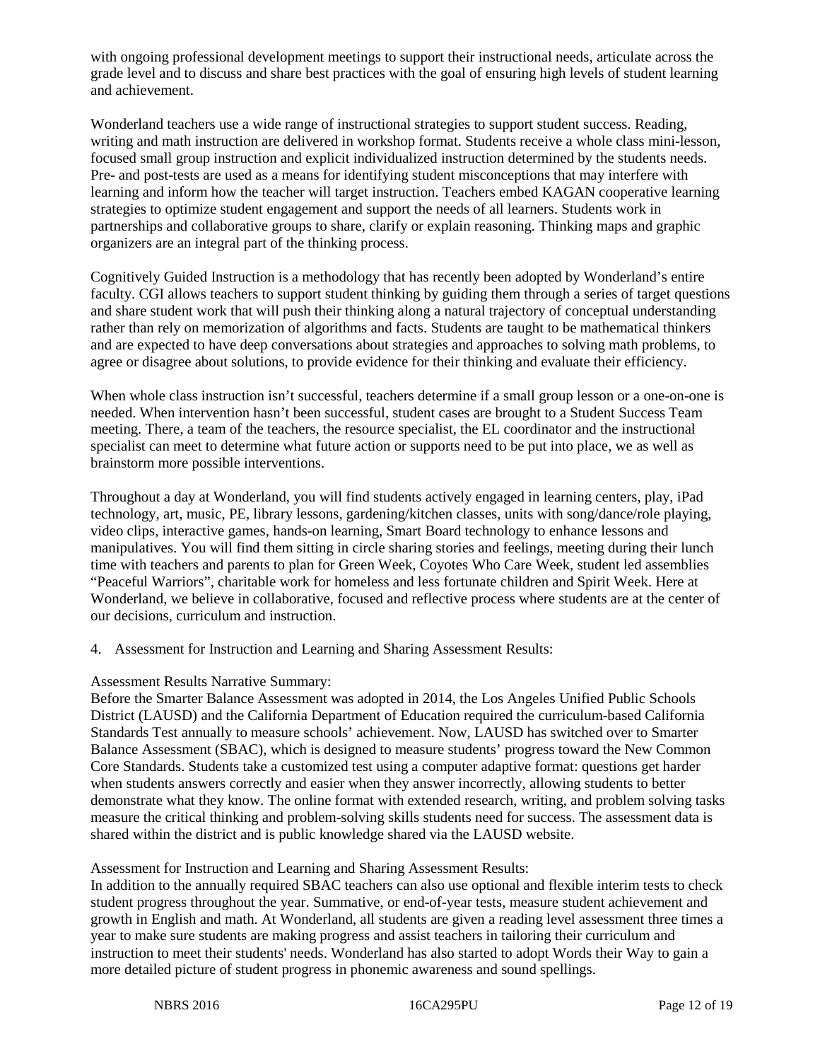with ongoing professional development meetings to support their instructional needs, articulate across the grade level and to discuss and share best practices with the goal of ensuring high levels of student learning and achievement.

Wonderland teachers use a wide range of instructional strategies to support student success. Reading, writing and math instruction are delivered in workshop format. Students receive a whole class mini-lesson, focused small group instruction and explicit individualized instruction determined by the students needs. Pre- and post-tests are used as a means for identifying student misconceptions that may interfere with learning and inform how the teacher will target instruction. Teachers embed KAGAN cooperative learning strategies to optimize student engagement and support the needs of all learners. Students work in partnerships and collaborative groups to share, clarify or explain reasoning. Thinking maps and graphic organizers are an integral part of the thinking process.

Cognitively Guided Instruction is a methodology that has recently been adopted by Wonderland's entire faculty. CGI allows teachers to support student thinking by guiding them through a series of target questions and share student work that will push their thinking along a natural trajectory of conceptual understanding rather than rely on memorization of algorithms and facts. Students are taught to be mathematical thinkers and are expected to have deep conversations about strategies and approaches to solving math problems, to agree or disagree about solutions, to provide evidence for their thinking and evaluate their efficiency.

When whole class instruction isn't successful, teachers determine if a small group lesson or a one-on-one is needed. When intervention hasn't been successful, student cases are brought to a Student Success Team meeting. There, a team of the teachers, the resource specialist, the EL coordinator and the instructional specialist can meet to determine what future action or supports need to be put into place, we as well as brainstorm more possible interventions.

Throughout a day at Wonderland, you will find students actively engaged in learning centers, play, iPad technology, art, music, PE, library lessons, gardening/kitchen classes, units with song/dance/role playing, video clips, interactive games, hands-on learning, Smart Board technology to enhance lessons and manipulatives. You will find them sitting in circle sharing stories and feelings, meeting during their lunch time with teachers and parents to plan for Green Week, Coyotes Who Care Week, student led assemblies "Peaceful Warriors", charitable work for homeless and less fortunate children and Spirit Week. Here at Wonderland, we believe in collaborative, focused and reflective process where students are at the center of our decisions, curriculum and instruction.

4. Assessment for Instruction and Learning and Sharing Assessment Results:

Assessment Results Narrative Summary:
Before the Smarter Balance Assessment was adopted in 2014, the Los Angeles Unified Public Schools District (LAUSD) and the California Department of Education required the curriculum-based California Standards Test annually to measure schools' achievement. Now, LAUSD has switched over to Smarter Balance Assessment (SBAC), which is designed to measure students' progress toward the New Common Core Standards. Students take a customized test using a computer adaptive format: questions get harder when students answers correctly and easier when they answer incorrectly, allowing students to better demonstrate what they know. The online format with extended research, writing, and problem solving tasks measure the critical thinking and problem-solving skills students need for success. The assessment data is shared within the district and is public knowledge shared via the LAUSD website.

Assessment for Instruction and Learning and Sharing Assessment Results:
In addition to the annually required SBAC teachers can also use optional and flexible interim tests to check student progress throughout the year. Summative, or end-of-year tests, measure student achievement and growth in English and math. At Wonderland, all students are given a reading level assessment three times a year to make sure students are making progress and assist teachers in tailoring their curriculum and instruction to meet their students' needs. Wonderland has also started to adopt Words their Way to gain a more detailed picture of student progress in phonemic awareness and sound spellings.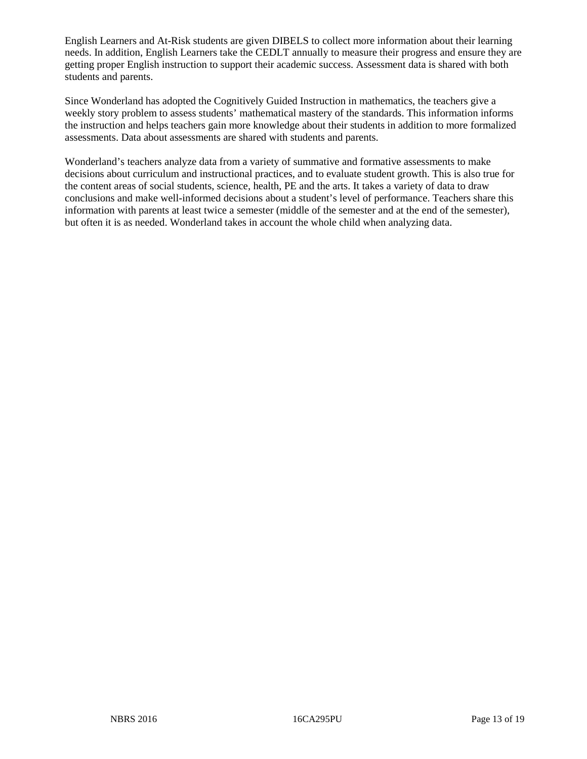English Learners and At-Risk students are given DIBELS to collect more information about their learning needs. In addition, English Learners take the CEDLT annually to measure their progress and ensure they are getting proper English instruction to support their academic success. Assessment data is shared with both students and parents.

Since Wonderland has adopted the Cognitively Guided Instruction in mathematics, the teachers give a weekly story problem to assess students' mathematical mastery of the standards. This information informs the instruction and helps teachers gain more knowledge about their students in addition to more formalized assessments. Data about assessments are shared with students and parents.

Wonderland's teachers analyze data from a variety of summative and formative assessments to make decisions about curriculum and instructional practices, and to evaluate student growth. This is also true for the content areas of social students, science, health, PE and the arts. It takes a variety of data to draw conclusions and make well-informed decisions about a student's level of performance. Teachers share this information with parents at least twice a semester (middle of the semester and at the end of the semester), but often it is as needed. Wonderland takes in account the whole child when analyzing data.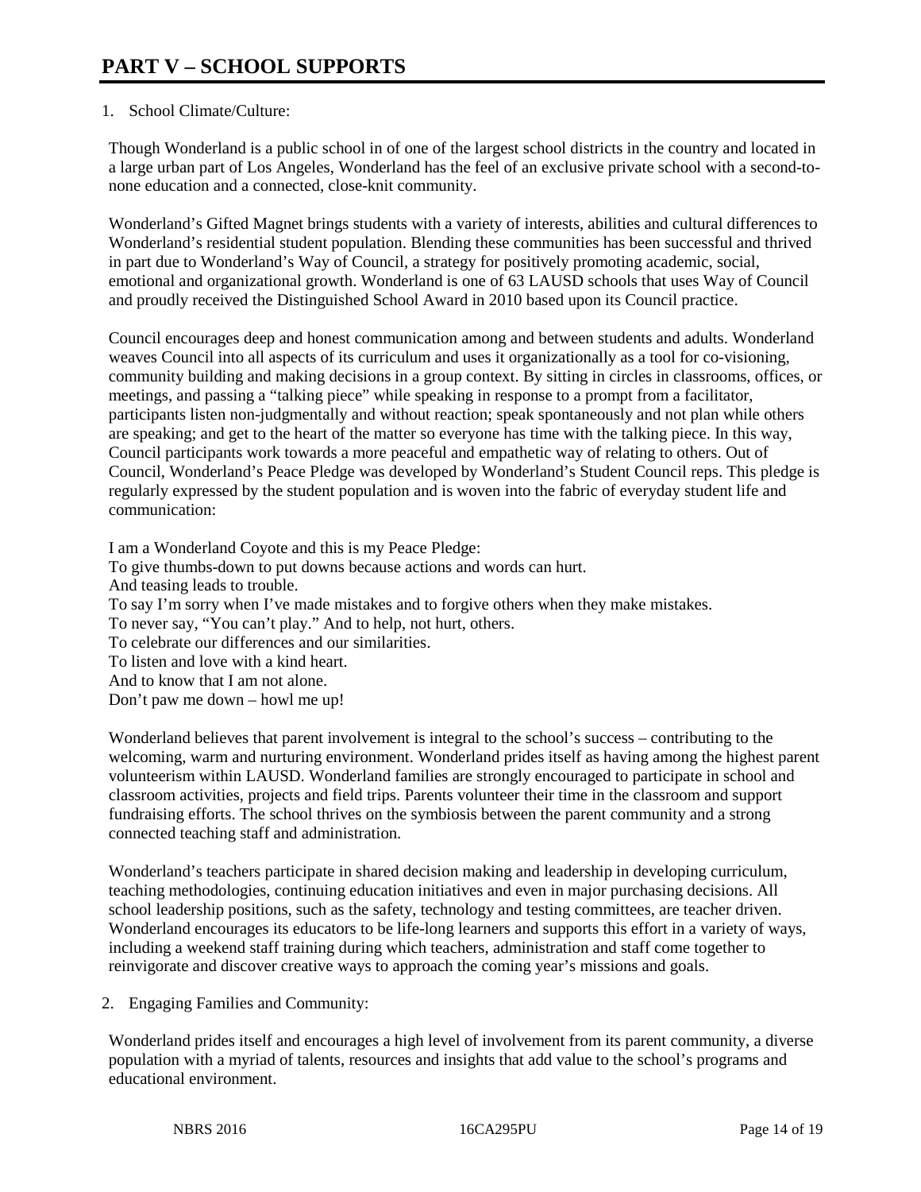# PART V – SCHOOL SUPPORTS

1. School Climate/Culture:

Though Wonderland is a public school in of one of the largest school districts in the country and located in a large urban part of Los Angeles, Wonderland has the feel of an exclusive private school with a second-to-none education and a connected, close-knit community.

Wonderland's Gifted Magnet brings students with a variety of interests, abilities and cultural differences to Wonderland's residential student population. Blending these communities has been successful and thrived in part due to Wonderland's Way of Council, a strategy for positively promoting academic, social, emotional and organizational growth. Wonderland is one of 63 LAUSD schools that uses Way of Council and proudly received the Distinguished School Award in 2010 based upon its Council practice.

Council encourages deep and honest communication among and between students and adults. Wonderland weaves Council into all aspects of its curriculum and uses it organizationally as a tool for co-visioning, community building and making decisions in a group context. By sitting in circles in classrooms, offices, or meetings, and passing a "talking piece" while speaking in response to a prompt from a facilitator, participants listen non-judgmentally and without reaction; speak spontaneously and not plan while others are speaking; and get to the heart of the matter so everyone has time with the talking piece. In this way, Council participants work towards a more peaceful and empathetic way of relating to others. Out of Council, Wonderland's Peace Pledge was developed by Wonderland's Student Council reps. This pledge is regularly expressed by the student population and is woven into the fabric of everyday student life and communication:

I am a Wonderland Coyote and this is my Peace Pledge:
To give thumbs-down to put downs because actions and words can hurt.
And teasing leads to trouble.
To say I'm sorry when I've made mistakes and to forgive others when they make mistakes.
To never say, "You can't play." And to help, not hurt, others.
To celebrate our differences and our similarities.
To listen and love with a kind heart.
And to know that I am not alone.
Don't paw me down – howl me up!

Wonderland believes that parent involvement is integral to the school's success – contributing to the welcoming, warm and nurturing environment. Wonderland prides itself as having among the highest parent volunteerism within LAUSD. Wonderland families are strongly encouraged to participate in school and classroom activities, projects and field trips. Parents volunteer their time in the classroom and support fundraising efforts. The school thrives on the symbiosis between the parent community and a strong connected teaching staff and administration.

Wonderland's teachers participate in shared decision making and leadership in developing curriculum, teaching methodologies, continuing education initiatives and even in major purchasing decisions. All school leadership positions, such as the safety, technology and testing committees, are teacher driven. Wonderland encourages its educators to be life-long learners and supports this effort in a variety of ways, including a weekend staff training during which teachers, administration and staff come together to reinvigorate and discover creative ways to approach the coming year's missions and goals.

2. Engaging Families and Community:

Wonderland prides itself and encourages a high level of involvement from its parent community, a diverse population with a myriad of talents, resources and insights that add value to the school's programs and educational environment.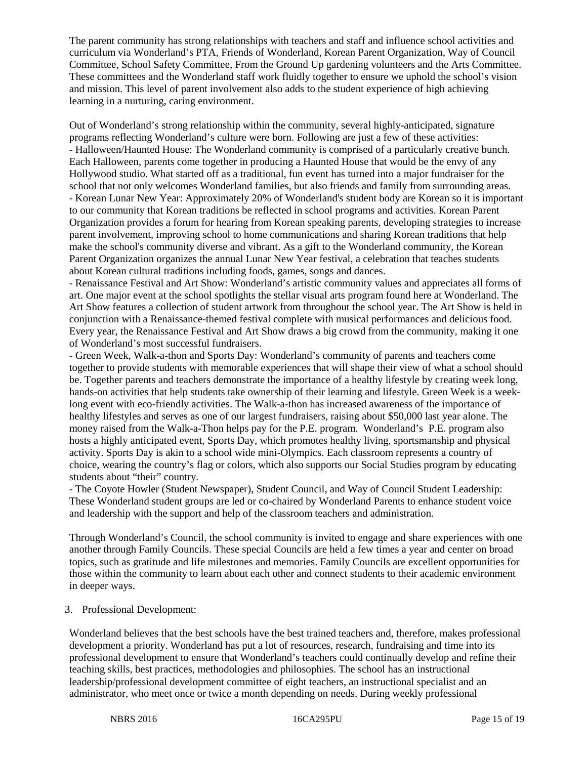The parent community has strong relationships with teachers and staff and influence school activities and curriculum via Wonderland's PTA, Friends of Wonderland, Korean Parent Organization, Way of Council Committee, School Safety Committee, From the Ground Up gardening volunteers and the Arts Committee. These committees and the Wonderland staff work fluidly together to ensure we uphold the school's vision and mission. This level of parent involvement also adds to the student experience of high achieving learning in a nurturing, caring environment.

Out of Wonderland's strong relationship within the community, several highly-anticipated, signature programs reflecting Wonderland's culture were born. Following are just a few of these activities:

- Halloween/Haunted House: The Wonderland community is comprised of a particularly creative bunch. Each Halloween, parents come together in producing a Haunted House that would be the envy of any Hollywood studio. What started off as a traditional, fun event has turned into a major fundraiser for the school that not only welcomes Wonderland families, but also friends and family from surrounding areas.
- Korean Lunar New Year: Approximately 20% of Wonderland's student body are Korean so it is important to our community that Korean traditions be reflected in school programs and activities. Korean Parent Organization provides a forum for hearing from Korean speaking parents, developing strategies to increase parent involvement, improving school to home communications and sharing Korean traditions that help make the school's community diverse and vibrant. As a gift to the Wonderland community, the Korean Parent Organization organizes the annual Lunar New Year festival, a celebration that teaches students about Korean cultural traditions including foods, games, songs and dances.
- Renaissance Festival and Art Show: Wonderland's artistic community values and appreciates all forms of art. One major event at the school spotlights the stellar visual arts program found here at Wonderland. The Art Show features a collection of student artwork from throughout the school year. The Art Show is held in conjunction with a Renaissance-themed festival complete with musical performances and delicious food. Every year, the Renaissance Festival and Art Show draws a big crowd from the community, making it one of Wonderland's most successful fundraisers.
- Green Week, Walk-a-thon and Sports Day: Wonderland's community of parents and teachers come together to provide students with memorable experiences that will shape their view of what a school should be. Together parents and teachers demonstrate the importance of a healthy lifestyle by creating week long, hands-on activities that help students take ownership of their learning and lifestyle. Green Week is a week-long event with eco-friendly activities. The Walk-a-thon has increased awareness of the importance of healthy lifestyles and serves as one of our largest fundraisers, raising about $50,000 last year alone. The money raised from the Walk-a-Thon helps pay for the P.E. program. Wonderland's P.E. program also hosts a highly anticipated event, Sports Day, which promotes healthy living, sportsmanship and physical activity. Sports Day is akin to a school wide mini-Olympics. Each classroom represents a country of choice, wearing the country's flag or colors, which also supports our Social Studies program by educating students about "their" country.
- The Coyote Howler (Student Newspaper), Student Council, and Way of Council Student Leadership: These Wonderland student groups are led or co-chaired by Wonderland Parents to enhance student voice and leadership with the support and help of the classroom teachers and administration.

Through Wonderland's Council, the school community is invited to engage and share experiences with one another through Family Councils. These special Councils are held a few times a year and center on broad topics, such as gratitude and life milestones and memories. Family Councils are excellent opportunities for those within the community to learn about each other and connect students to their academic environment in deeper ways.

3. Professional Development:

Wonderland believes that the best schools have the best trained teachers and, therefore, makes professional development a priority. Wonderland has put a lot of resources, research, fundraising and time into its professional development to ensure that Wonderland's teachers could continually develop and refine their teaching skills, best practices, methodologies and philosophies. The school has an instructional leadership/professional development committee of eight teachers, an instructional specialist and an administrator, who meet once or twice a month depending on needs. During weekly professional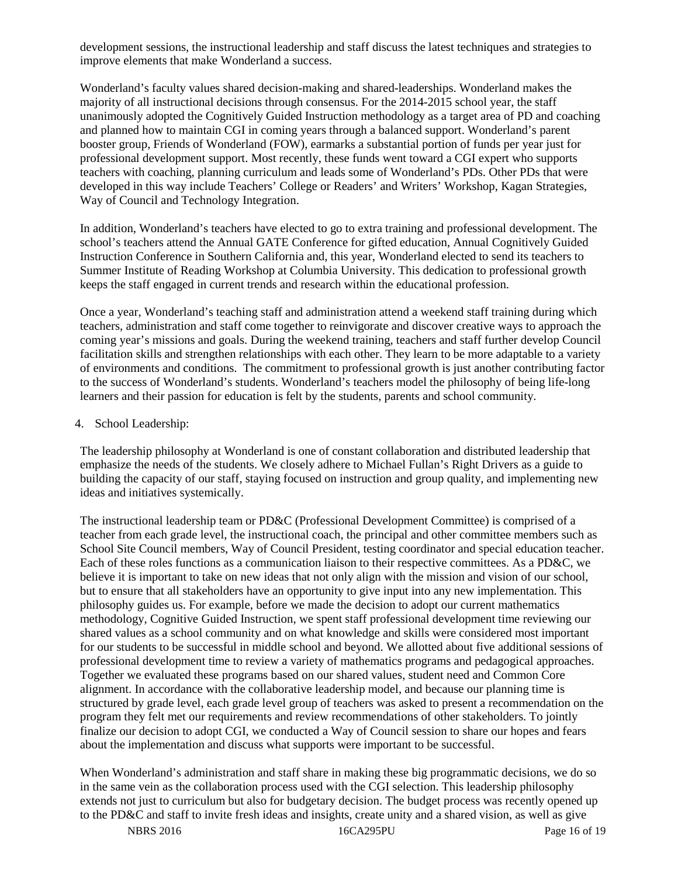development sessions, the instructional leadership and staff discuss the latest techniques and strategies to improve elements that make Wonderland a success.

Wonderland's faculty values shared decision-making and shared-leaderships. Wonderland makes the majority of all instructional decisions through consensus. For the 2014-2015 school year, the staff unanimously adopted the Cognitively Guided Instruction methodology as a target area of PD and coaching and planned how to maintain CGI in coming years through a balanced support. Wonderland's parent booster group, Friends of Wonderland (FOW), earmarks a substantial portion of funds per year just for professional development support. Most recently, these funds went toward a CGI expert who supports teachers with coaching, planning curriculum and leads some of Wonderland's PDs. Other PDs that were developed in this way include Teachers' College or Readers' and Writers' Workshop, Kagan Strategies, Way of Council and Technology Integration.

In addition, Wonderland's teachers have elected to go to extra training and professional development. The school's teachers attend the Annual GATE Conference for gifted education, Annual Cognitively Guided Instruction Conference in Southern California and, this year, Wonderland elected to send its teachers to Summer Institute of Reading Workshop at Columbia University. This dedication to professional growth keeps the staff engaged in current trends and research within the educational profession.

Once a year, Wonderland's teaching staff and administration attend a weekend staff training during which teachers, administration and staff come together to reinvigorate and discover creative ways to approach the coming year's missions and goals. During the weekend training, teachers and staff further develop Council facilitation skills and strengthen relationships with each other. They learn to be more adaptable to a variety of environments and conditions. The commitment to professional growth is just another contributing factor to the success of Wonderland's students. Wonderland's teachers model the philosophy of being life-long learners and their passion for education is felt by the students, parents and school community.

4. School Leadership:

The leadership philosophy at Wonderland is one of constant collaboration and distributed leadership that emphasize the needs of the students. We closely adhere to Michael Fullan's Right Drivers as a guide to building the capacity of our staff, staying focused on instruction and group quality, and implementing new ideas and initiatives systemically.

The instructional leadership team or PD&C (Professional Development Committee) is comprised of a teacher from each grade level, the instructional coach, the principal and other committee members such as School Site Council members, Way of Council President, testing coordinator and special education teacher. Each of these roles functions as a communication liaison to their respective committees. As a PD&C, we believe it is important to take on new ideas that not only align with the mission and vision of our school, but to ensure that all stakeholders have an opportunity to give input into any new implementation. This philosophy guides us. For example, before we made the decision to adopt our current mathematics methodology, Cognitive Guided Instruction, we spent staff professional development time reviewing our shared values as a school community and on what knowledge and skills were considered most important for our students to be successful in middle school and beyond. We allotted about five additional sessions of professional development time to review a variety of mathematics programs and pedagogical approaches. Together we evaluated these programs based on our shared values, student need and Common Core alignment. In accordance with the collaborative leadership model, and because our planning time is structured by grade level, each grade level group of teachers was asked to present a recommendation on the program they felt met our requirements and review recommendations of other stakeholders. To jointly finalize our decision to adopt CGI, we conducted a Way of Council session to share our hopes and fears about the implementation and discuss what supports were important to be successful.

When Wonderland's administration and staff share in making these big programmatic decisions, we do so in the same vein as the collaboration process used with the CGI selection. This leadership philosophy extends not just to curriculum but also for budgetary decision. The budget process was recently opened up to the PD&C and staff to invite fresh ideas and insights, create unity and a shared vision, as well as give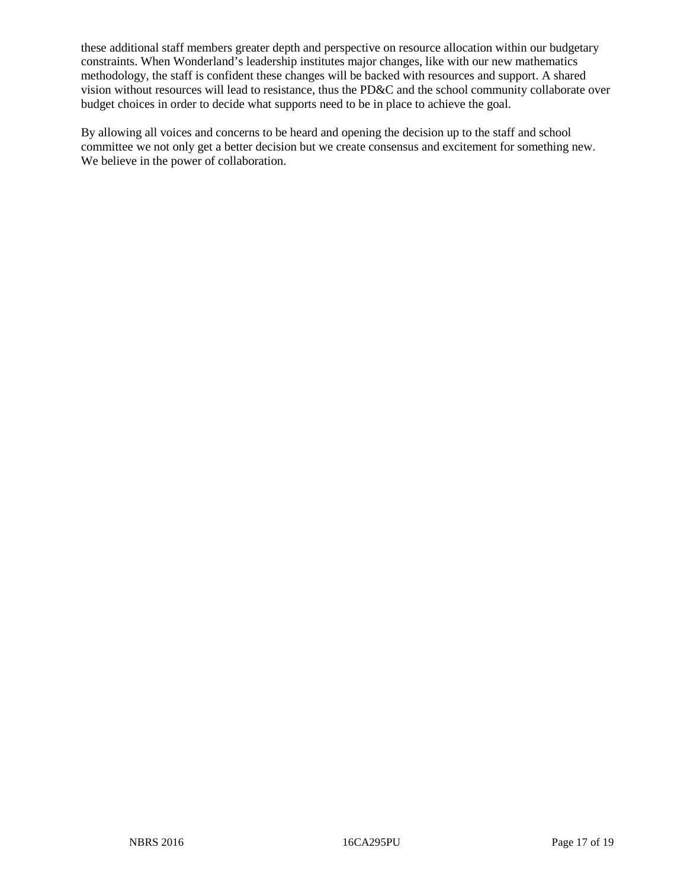these additional staff members greater depth and perspective on resource allocation within our budgetary constraints. When Wonderland’s leadership institutes major changes, like with our new mathematics methodology, the staff is confident these changes will be backed with resources and support. A shared vision without resources will lead to resistance, thus the PD&C and the school community collaborate over budget choices in order to decide what supports need to be in place to achieve the goal.

By allowing all voices and concerns to be heard and opening the decision up to the staff and school committee we not only get a better decision but we create consensus and excitement for something new. We believe in the power of collaboration.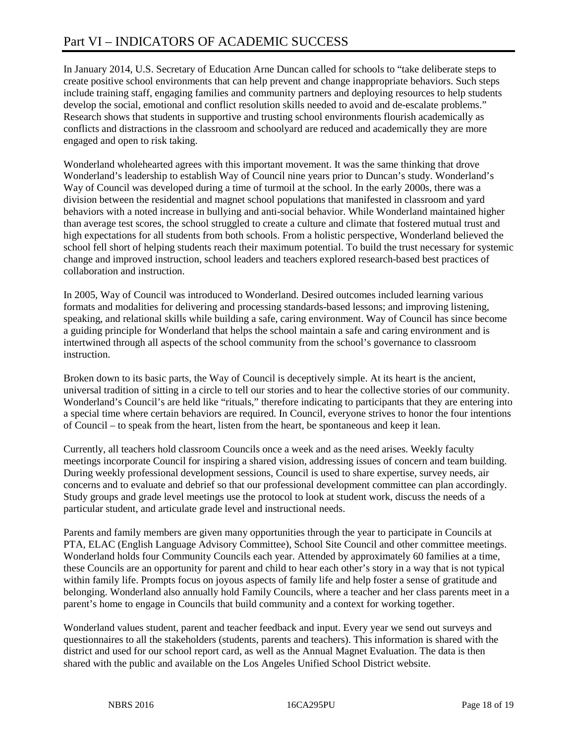# Part VI – INDICATORS OF ACADEMIC SUCCESS

In January 2014, U.S. Secretary of Education Arne Duncan called for schools to "take deliberate steps to create positive school environments that can help prevent and change inappropriate behaviors. Such steps include training staff, engaging families and community partners and deploying resources to help students develop the social, emotional and conflict resolution skills needed to avoid and de-escalate problems." Research shows that students in supportive and trusting school environments flourish academically as conflicts and distractions in the classroom and schoolyard are reduced and academically they are more engaged and open to risk taking.

Wonderland wholehearted agrees with this important movement. It was the same thinking that drove Wonderland's leadership to establish Way of Council nine years prior to Duncan's study. Wonderland's Way of Council was developed during a time of turmoil at the school. In the early 2000s, there was a division between the residential and magnet school populations that manifested in classroom and yard behaviors with a noted increase in bullying and anti-social behavior. While Wonderland maintained higher than average test scores, the school struggled to create a culture and climate that fostered mutual trust and high expectations for all students from both schools. From a holistic perspective, Wonderland believed the school fell short of helping students reach their maximum potential. To build the trust necessary for systemic change and improved instruction, school leaders and teachers explored research-based best practices of collaboration and instruction.

In 2005, Way of Council was introduced to Wonderland. Desired outcomes included learning various formats and modalities for delivering and processing standards-based lessons; and improving listening, speaking, and relational skills while building a safe, caring environment. Way of Council has since become a guiding principle for Wonderland that helps the school maintain a safe and caring environment and is intertwined through all aspects of the school community from the school's governance to classroom instruction.

Broken down to its basic parts, the Way of Council is deceptively simple. At its heart is the ancient, universal tradition of sitting in a circle to tell our stories and to hear the collective stories of our community. Wonderland's Council's are held like "rituals," therefore indicating to participants that they are entering into a special time where certain behaviors are required. In Council, everyone strives to honor the four intentions of Council – to speak from the heart, listen from the heart, be spontaneous and keep it lean.

Currently, all teachers hold classroom Councils once a week and as the need arises. Weekly faculty meetings incorporate Council for inspiring a shared vision, addressing issues of concern and team building. During weekly professional development sessions, Council is used to share expertise, survey needs, air concerns and to evaluate and debrief so that our professional development committee can plan accordingly. Study groups and grade level meetings use the protocol to look at student work, discuss the needs of a particular student, and articulate grade level and instructional needs.

Parents and family members are given many opportunities through the year to participate in Councils at PTA, ELAC (English Language Advisory Committee), School Site Council and other committee meetings. Wonderland holds four Community Councils each year. Attended by approximately 60 families at a time, these Councils are an opportunity for parent and child to hear each other's story in a way that is not typical within family life. Prompts focus on joyous aspects of family life and help foster a sense of gratitude and belonging. Wonderland also annually hold Family Councils, where a teacher and her class parents meet in a parent's home to engage in Councils that build community and a context for working together.

Wonderland values student, parent and teacher feedback and input. Every year we send out surveys and questionnaires to all the stakeholders (students, parents and teachers). This information is shared with the district and used for our school report card, as well as the Annual Magnet Evaluation. The data is then shared with the public and available on the Los Angeles Unified School District website.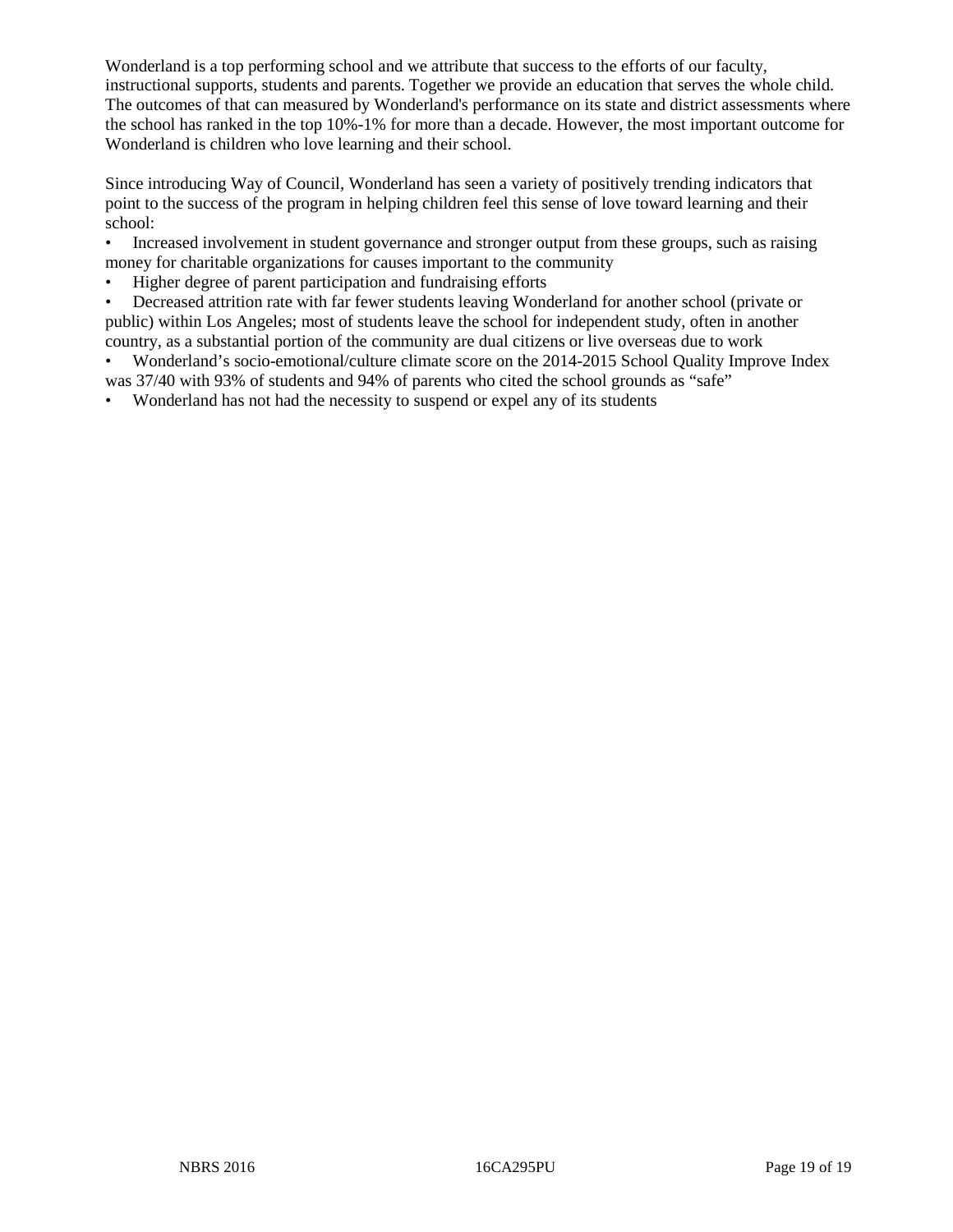Wonderland is a top performing school and we attribute that success to the efforts of our faculty, instructional supports, students and parents. Together we provide an education that serves the whole child. The outcomes of that can measured by Wonderland's performance on its state and district assessments where the school has ranked in the top 10%-1% for more than a decade. However, the most important outcome for Wonderland is children who love learning and their school.

Since introducing Way of Council, Wonderland has seen a variety of positively trending indicators that point to the success of the program in helping children feel this sense of love toward learning and their school:

- Increased involvement in student governance and stronger output from these groups, such as raising money for charitable organizations for causes important to the community
- Higher degree of parent participation and fundraising efforts
- Decreased attrition rate with far fewer students leaving Wonderland for another school (private or public) within Los Angeles; most of students leave the school for independent study, often in another country, as a substantial portion of the community are dual citizens or live overseas due to work
- Wonderland's socio-emotional/culture climate score on the 2014-2015 School Quality Improve Index was 37/40 with 93% of students and 94% of parents who cited the school grounds as "safe"
- Wonderland has not had the necessity to suspend or expel any of its students